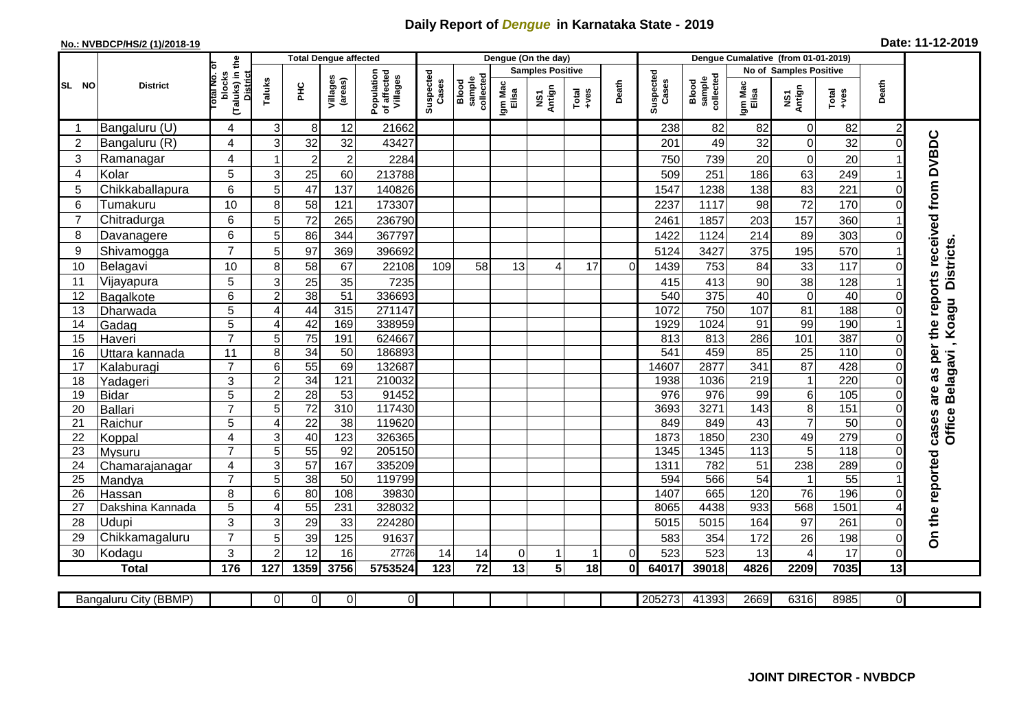# Daily Report of *Dengue* in Karnataka State - 2019

**No.: NVBDCP/HS/2 (1)/2018-19**

**Date: 11-12-2019**

| SL NO | District | Total No. of blocks (Taluks) in the District | Total Dengue affected | | | | Dengue (On the day) | | | | | | | Dengue Cumalative (from 01-01-2019) | | | | | | | |
|---|---|---|---|---|---|---|---|---|---|---|---|---|---|---|---|---|---|---|---|---|
| | | | Taluks | PHC | Villages (areas) | Population of affected Villages | Suspected Cases | Blood sample collected | Samples Positive | | | Death | Suspected Cases | Blood sample collected | No of Samples Positive | | | Death | |
| | | | | | | | | | Igm Mac Elisa | NS1 Antign | Total +ves | | | | Igm Mac Elisa | NS1 Antign | Total +ves | | |
| 1 | Bangaluru (U) | 4 | 3 | 8 | 12 | 21662 | | | | | | | 238 | 82 | 82 | 0 | 82 | 2 | On the reported cases are as per the reports received from DVBDC Office Belagavi , Koagu Districts. |
| 2 | Bangaluru (R) | 4 | 3 | 32 | 32 | 43427 | | | | | | | 201 | 49 | 32 | 0 | 32 | 0 | |
| 3 | Ramanagar | 4 | 1 | 2 | 2 | 2284 | | | | | | | 750 | 739 | 20 | 0 | 20 | 1 | |
| 4 | Kolar | 5 | 3 | 25 | 60 | 213788 | | | | | | | 509 | 251 | 186 | 63 | 249 | 1 | |
| 5 | Chikkaballapura | 6 | 5 | 47 | 137 | 140826 | | | | | | | 1547 | 1238 | 138 | 83 | 221 | 0 | |
| 6 | Tumakuru | 10 | 8 | 58 | 121 | 173307 | | | | | | | 2237 | 1117 | 98 | 72 | 170 | 0 | |
| 7 | Chitradurga | 6 | 5 | 72 | 265 | 236790 | | | | | | | 2461 | 1857 | 203 | 157 | 360 | 1 | |
| 8 | Davanagere | 6 | 5 | 86 | 344 | 367797 | | | | | | | 1422 | 1124 | 214 | 89 | 303 | 0 | |
| 9 | Shivamogga | 7 | 5 | 97 | 369 | 396692 | | | | | | | 5124 | 3427 | 375 | 195 | 570 | 1 | |
| 10 | Belagavi | 10 | 8 | 58 | 67 | 22108 | 109 | 58 | 13 | 4 | 17 | 0 | 1439 | 753 | 84 | 33 | 117 | 0 | |
| 11 | Vijayapura | 5 | 3 | 25 | 35 | 7235 | | | | | | | 415 | 413 | 90 | 38 | 128 | 1 | |
| 12 | Bagalkote | 6 | 2 | 38 | 51 | 336693 | | | | | | | 540 | 375 | 40 | 0 | 40 | 0 | |
| 13 | Dharwada | 5 | 4 | 44 | 315 | 271147 | | | | | | | 1072 | 750 | 107 | 81 | 188 | 0 | |
| 14 | Gadag | 5 | 4 | 42 | 169 | 338959 | | | | | | | 1929 | 1024 | 91 | 99 | 190 | 1 | |
| 15 | Haveri | 7 | 5 | 75 | 191 | 624667 | | | | | | | 813 | 813 | 286 | 101 | 387 | 0 | |
| 16 | Uttara kannada | 11 | 8 | 34 | 50 | 186893 | | | | | | | 541 | 459 | 85 | 25 | 110 | 0 | |
| 17 | Kalaburagi | 7 | 6 | 55 | 69 | 132687 | | | | | | | 14607 | 2877 | 341 | 87 | 428 | 0 | |
| 18 | Yadageri | 3 | 2 | 34 | 121 | 210032 | | | | | | | 1938 | 1036 | 219 | 1 | 220 | 0 | |
| 19 | Bidar | 5 | 2 | 28 | 53 | 91452 | | | | | | | 976 | 976 | 99 | 6 | 105 | 0 | |
| 20 | Ballari | 7 | 5 | 72 | 310 | 117430 | | | | | | | 3693 | 3271 | 143 | 8 | 151 | 0 | |
| 21 | Raichur | 5 | 4 | 22 | 38 | 119620 | | | | | | | 849 | 849 | 43 | 7 | 50 | 0 | |
| 22 | Koppal | 4 | 3 | 40 | 123 | 326365 | | | | | | | 1873 | 1850 | 230 | 49 | 279 | 0 | |
| 23 | Mysuru | 7 | 5 | 55 | 92 | 205150 | | | | | | | 1345 | 1345 | 113 | 5 | 118 | 0 | |
| 24 | Chamarajanagar | 4 | 3 | 57 | 167 | 335209 | | | | | | | 1311 | 782 | 51 | 238 | 289 | 0 | |
| 25 | Mandya | 7 | 5 | 38 | 50 | 119799 | | | | | | | 594 | 566 | 54 | 1 | 55 | 1 | |
| 26 | Hassan | 8 | 6 | 80 | 108 | 39830 | | | | | | | 1407 | 665 | 120 | 76 | 196 | 0 | |
| 27 | Dakshina Kannada | 5 | 4 | 55 | 231 | 328032 | | | | | | | 8065 | 4438 | 933 | 568 | 1501 | 4 | |
| 28 | Udupi | 3 | 3 | 29 | 33 | 224280 | | | | | | | 5015 | 5015 | 164 | 97 | 261 | 0 | |
| 29 | Chikkamagaluru | 7 | 5 | 39 | 125 | 91637 | | | | | | | 583 | 354 | 172 | 26 | 198 | 0 | |
| 30 | Kodagu | 3 | 2 | 12 | 16 | 27726 | 14 | 14 | 0 | 1 | 1 | 0 | 523 | 523 | 13 | 4 | 17 | 0 | |
| | **Total** | **176** | **127** | **1359** | **3756** | **5753524** | **123** | **72** | **13** | **5** | **18** | **0** | **64017** | **39018** | **4826** | **2209** | **7035** | **13** | |

| Bangaluru City (BBMP) | | 0 | 0 | 0 | 0 | | | | | | | 205273 | 41393 | 2669 | 6316 | 8985 | 0 | |
|---|---|---|---|---|---|---|---|---|---|---|---|---|---|---|---|---|---|---|

**JOINT DIRECTOR - NVBDCP**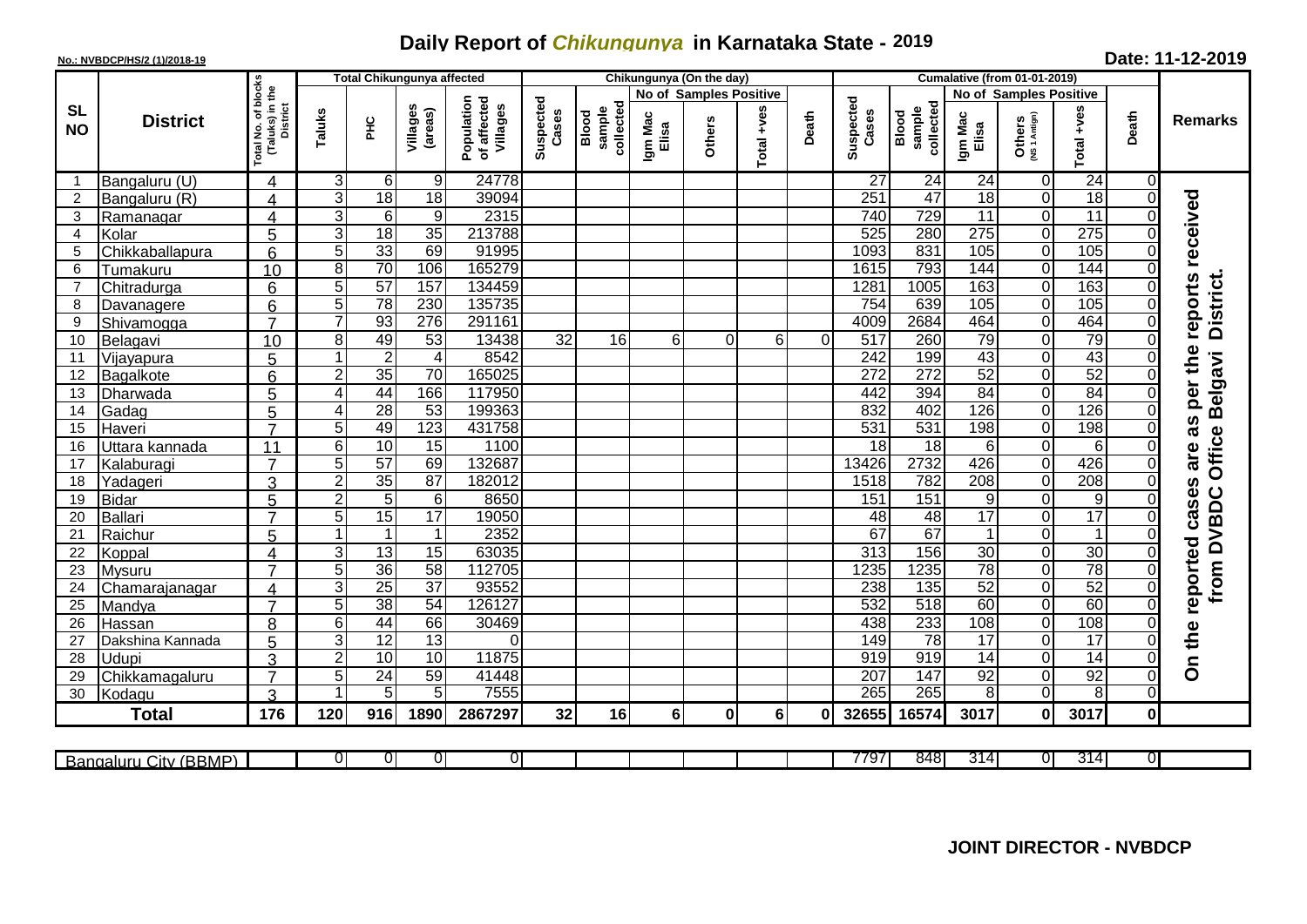# Daily Report of *Chikungunya* in Karnataka State - 2019

**No.: NVBDCP/HS/2 (1)/2018-19**

**Date: 11-12-2019**

| SL NO | District | Total No. of blocks (Taluks) in the District | Total Chikungunya affected | | | | Chikungunya (On the day) | | | | | | Cumalative (from 01-01-2019) | | | | | | Remarks |
|---|---|---|---|---|---|---|---|---|---|---|---|---|---|---|---|---|---|---|---|
| | | | Taluks | PHC | Villages (areas) | Population of affected Villages | Suspected Cases | Blood sample collected | No of Samples Positive | | | Death | Suspected Cases | Blood sample collected | No of Samples Positive | | | Death | |
| | | | | | | | | | Igm Mac Elisa | Others | Total +ves | | | | Igm Mac Elisa | Others (NS 1 Antign) | Total +ves | | |
| 1 | Bangaluru (U) | 4 | 3 | 6 | 9 | 24778 | | | | | | | 27 | 24 | 24 | 0 | 24 | 0 | On the reported cases are as per the reports received from DVBDC Office Belgavi District. |
| 2 | Bangaluru (R) | 4 | 3 | 18 | 18 | 39094 | | | | | | | 251 | 47 | 18 | 0 | 18 | 0 | |
| 3 | Ramanagar | 4 | 3 | 6 | 9 | 2315 | | | | | | | 740 | 729 | 11 | 0 | 11 | 0 | |
| 4 | Kolar | 5 | 3 | 18 | 35 | 213788 | | | | | | | 525 | 280 | 275 | 0 | 275 | 0 | |
| 5 | Chikkaballapura | 6 | 5 | 33 | 69 | 91995 | | | | | | | 1093 | 831 | 105 | 0 | 105 | 0 | |
| 6 | Tumakuru | 10 | 8 | 70 | 106 | 165279 | | | | | | | 1615 | 793 | 144 | 0 | 144 | 0 | |
| 7 | Chitradurga | 6 | 5 | 57 | 157 | 134459 | | | | | | | 1281 | 1005 | 163 | 0 | 163 | 0 | |
| 8 | Davanagere | 6 | 5 | 78 | 230 | 135735 | | | | | | | 754 | 639 | 105 | 0 | 105 | 0 | |
| 9 | Shivamogga | 7 | 7 | 93 | 276 | 291161 | | | | | | | 4009 | 2684 | 464 | 0 | 464 | 0 | |
| 10 | Belagavi | 10 | 8 | 49 | 53 | 13438 | 32 | 16 | 6 | 0 | 6 | 0 | 517 | 260 | 79 | 0 | 79 | 0 | |
| 11 | Vijayapura | 5 | 1 | 2 | 4 | 8542 | | | | | | | 242 | 199 | 43 | 0 | 43 | 0 | |
| 12 | Bagalkote | 6 | 2 | 35 | 70 | 165025 | | | | | | | 272 | 272 | 52 | 0 | 52 | 0 | |
| 13 | Dharwada | 5 | 4 | 44 | 166 | 117950 | | | | | | | 442 | 394 | 84 | 0 | 84 | 0 | |
| 14 | Gadag | 5 | 4 | 28 | 53 | 199363 | | | | | | | 832 | 402 | 126 | 0 | 126 | 0 | |
| 15 | Haveri | 7 | 5 | 49 | 123 | 431758 | | | | | | | 531 | 531 | 198 | 0 | 198 | 0 | |
| 16 | Uttara kannada | 11 | 6 | 10 | 15 | 1100 | | | | | | | 18 | 18 | 6 | 0 | 6 | 0 | |
| 17 | Kalaburagi | 7 | 5 | 57 | 69 | 132687 | | | | | | | 13426 | 2732 | 426 | 0 | 426 | 0 | |
| 18 | Yadageri | 3 | 2 | 35 | 87 | 182012 | | | | | | | 1518 | 782 | 208 | 0 | 208 | 0 | |
| 19 | Bidar | 5 | 2 | 5 | 6 | 8650 | | | | | | | 151 | 151 | 9 | 0 | 9 | 0 | |
| 20 | Ballari | 7 | 5 | 15 | 17 | 19050 | | | | | | | 48 | 48 | 17 | 0 | 17 | 0 | |
| 21 | Raichur | 5 | 1 | 1 | 1 | 2352 | | | | | | | 67 | 67 | 1 | 0 | 1 | 0 | |
| 22 | Koppal | 4 | 3 | 13 | 15 | 63035 | | | | | | | 313 | 156 | 30 | 0 | 30 | 0 | |
| 23 | Mysuru | 7 | 5 | 36 | 58 | 112705 | | | | | | | 1235 | 1235 | 78 | 0 | 78 | 0 | |
| 24 | Chamarajanagar | 4 | 3 | 25 | 37 | 93552 | | | | | | | 238 | 135 | 52 | 0 | 52 | 0 | |
| 25 | Mandya | 7 | 5 | 38 | 54 | 126127 | | | | | | | 532 | 518 | 60 | 0 | 60 | 0 | |
| 26 | Hassan | 8 | 6 | 44 | 66 | 30469 | | | | | | | 438 | 233 | 108 | 0 | 108 | 0 | |
| 27 | Dakshina Kannada | 5 | 3 | 12 | 13 | 0 | | | | | | | 149 | 78 | 17 | 0 | 17 | 0 | |
| 28 | Udupi | 3 | 2 | 10 | 10 | 11875 | | | | | | | 919 | 919 | 14 | 0 | 14 | 0 | |
| 29 | Chikkamagaluru | 7 | 5 | 24 | 59 | 41448 | | | | | | | 207 | 147 | 92 | 0 | 92 | 0 | |
| 30 | Kodagu | 3 | 1 | 5 | 5 | 7555 | | | | | | | 265 | 265 | 8 | 0 | 8 | 0 | |
| **Total** | | **176** | **120** | **916** | **1890** | **2867297** | **32** | **16** | **6** | **0** | **6** | **0** | **32655** | **16574** | **3017** | **0** | **3017** | **0** | |

| | | | | | | | | | | | | | | | | | | | |
|---|---|---|---|---|---|---|---|---|---|---|---|---|---|---|---|---|---|---|---|
| | Bangaluru City (BBMP) | | 0 | 0 | 0 | 0 | | | | | | | 7797 | 848 | 314 | 0 | 314 | 0 | |

**JOINT DIRECTOR - NVBDCP**